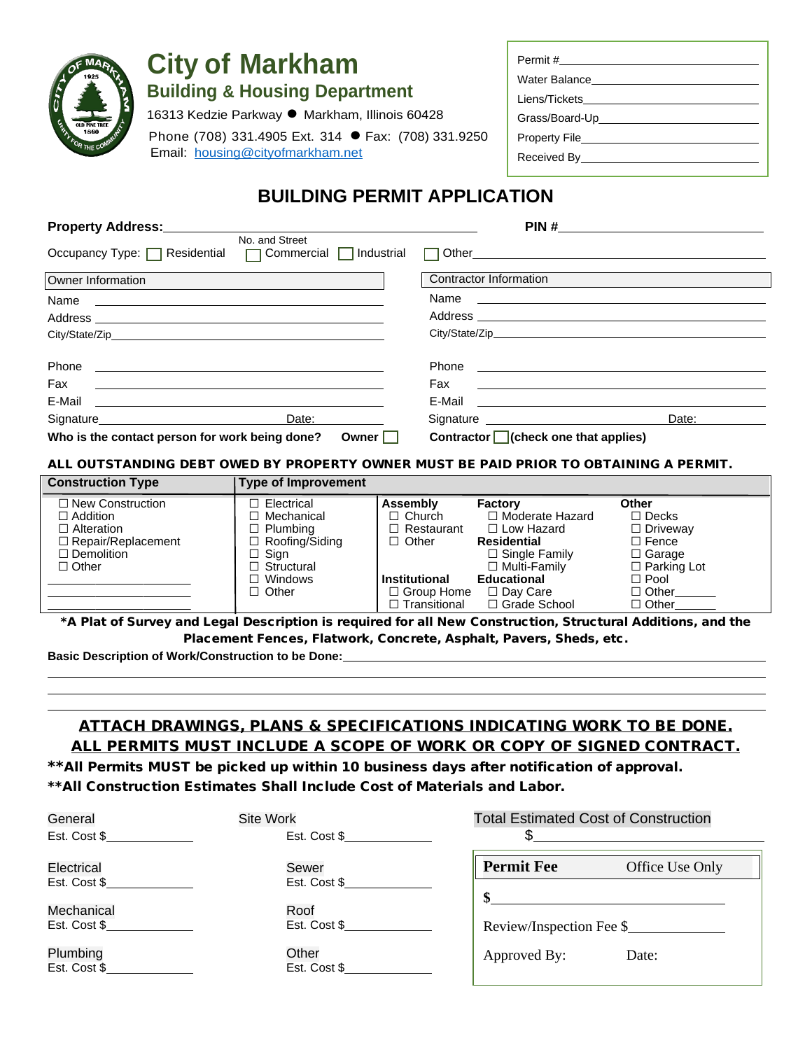# City of Markham

## Building & Housing Department

16313 Kedzie Parkway ● Markham, Illinois 60428

Phone (708) 331.4905 Ext. 314 ● Fax: (708) 331.9250

Email: housing@cityofmarkham.net

Permit #\_\_\_\_\_\_\_\_\_\_\_\_\_\_\_\_\_\_\_\_\_\_\_\_\_\_\_\_\_
Water Balance\_\_\_\_\_\_\_\_\_\_\_\_\_\_\_\_\_\_\_\_\_\_\_\_
Liens/Tickets\_\_\_\_\_\_\_\_\_\_\_\_\_\_\_\_\_\_\_\_\_\_\_\_\_
Grass/Board-Up\_\_\_\_\_\_\_\_\_\_\_\_\_\_\_\_\_\_\_\_\_\_\_
Property File\_\_\_\_\_\_\_\_\_\_\_\_\_\_\_\_\_\_\_\_\_\_\_\_\_
Received By\_\_\_\_\_\_\_\_\_\_\_\_\_\_\_\_\_\_\_\_\_\_\_\_\_\_

# BUILDING PERMIT APPLICATION

**Property Address:**\_\_\_\_\_\_\_\_\_\_\_\_\_\_\_\_\_\_\_\_\_\_\_\_\_\_\_\_\_\_\_\_\_\_\_\_\_ **PIN #**\_\_\_\_\_\_\_\_\_\_\_\_\_\_\_\_\_\_\_\_\_\_\_\_\_\_
No. and Street

Occupancy Type: ☐ Residential ☐ Commercial ☐ Industrial ☐ Other\_\_\_\_\_\_\_\_\_\_\_\_\_\_\_\_\_\_\_\_\_\_\_\_\_\_\_\_\_\_\_\_\_\_\_\_

| Owner Information | Contractor Information |
|---|---|
| Name \_\_\_\_\_\_\_\_\_\_\_\_\_\_\_\_\_\_\_\_\_\_\_\_\_\_\_\_\_\_\_\_\_\_\_\_\_\_\_\_ | Name \_\_\_\_\_\_\_\_\_\_\_\_\_\_\_\_\_\_\_\_\_\_\_\_\_\_\_\_\_\_\_\_\_\_\_\_\_\_\_\_ |
| Address \_\_\_\_\_\_\_\_\_\_\_\_\_\_\_\_\_\_\_\_\_\_\_\_\_\_\_\_\_\_\_\_\_\_\_\_\_\_ | Address \_\_\_\_\_\_\_\_\_\_\_\_\_\_\_\_\_\_\_\_\_\_\_\_\_\_\_\_\_\_\_\_\_\_\_\_\_\_ |
| City/State/Zip\_\_\_\_\_\_\_\_\_\_\_\_\_\_\_\_\_\_\_\_\_\_\_\_\_\_\_\_\_\_\_\_\_\_\_ | City/State/Zip\_\_\_\_\_\_\_\_\_\_\_\_\_\_\_\_\_\_\_\_\_\_\_\_\_\_\_\_\_\_\_\_\_\_\_ |
| Phone \_\_\_\_\_\_\_\_\_\_\_\_\_\_\_\_\_\_\_\_\_\_\_\_\_\_\_\_\_\_\_\_\_\_\_\_\_\_\_\_ | Phone \_\_\_\_\_\_\_\_\_\_\_\_\_\_\_\_\_\_\_\_\_\_\_\_\_\_\_\_\_\_\_\_\_\_\_\_\_\_\_\_ |
| Fax \_\_\_\_\_\_\_\_\_\_\_\_\_\_\_\_\_\_\_\_\_\_\_\_\_\_\_\_\_\_\_\_\_\_\_\_\_\_\_\_\_\_ | Fax \_\_\_\_\_\_\_\_\_\_\_\_\_\_\_\_\_\_\_\_\_\_\_\_\_\_\_\_\_\_\_\_\_\_\_\_\_\_\_\_\_\_ |
| E-Mail \_\_\_\_\_\_\_\_\_\_\_\_\_\_\_\_\_\_\_\_\_\_\_\_\_\_\_\_\_\_\_\_\_\_\_\_\_\_\_ | E-Mail \_\_\_\_\_\_\_\_\_\_\_\_\_\_\_\_\_\_\_\_\_\_\_\_\_\_\_\_\_\_\_\_\_\_\_\_\_\_\_ |
| Signature\_\_\_\_\_\_\_\_\_\_\_\_\_\_\_\_\_\_\_\_ Date:\_\_\_\_\_\_\_\_\_\_\_ | Signature \_\_\_\_\_\_\_\_\_\_\_\_\_\_\_\_\_\_\_\_ Date:\_\_\_\_\_\_\_\_\_\_\_ |

**Who is the contact person for work being done? Owner ☐ Contractor ☐ (check one that applies)**

**ALL OUTSTANDING DEBT OWED BY PROPERTY OWNER MUST BE PAID PRIOR TO OBTAINING A PERMIT.**

| Construction Type | Type of Improvement | | | |
|---|---|---|---|---|
| ☐ New Construction | ☐ Electrical | **Assembly** | **Factory** | **Other** |
| ☐ Addition | ☐ Mechanical | ☐ Church | ☐ Moderate Hazard | ☐ Decks |
| ☐ Alteration | ☐ Plumbing | ☐ Restaurant | ☐ Low Hazard | ☐ Driveway |
| ☐ Repair/Replacement | ☐ Roofing/Siding | ☐ Other | **Residential** | ☐ Fence |
| ☐ Demolition | ☐ Sign | | ☐ Single Family | ☐ Garage |
| ☐ Other | ☐ Structural | | ☐ Multi-Family | ☐ Parking Lot |
| \_\_\_\_\_\_\_\_\_\_\_\_\_\_\_\_\_\_\_\_ | ☐ Windows | **Institutional** | **Educational** | ☐ Pool |
| \_\_\_\_\_\_\_\_\_\_\_\_\_\_\_\_\_\_\_\_ | ☐ Other | ☐ Group Home | ☐ Day Care | ☐ Other\_\_\_\_\_\_ |
| \_\_\_\_\_\_\_\_\_\_\_\_\_\_\_\_\_\_\_\_ | | ☐ Transitional | ☐ Grade School | ☐ Other\_\_\_\_\_\_ |

**\*A Plat of Survey and Legal Description is required for all New Construction, Structural Additions, and the Placement Fences, Flatwork, Concrete, Asphalt, Pavers, Sheds, etc.**

**Basic Description of Work/Construction to be Done:**\_\_\_\_\_\_\_\_\_\_\_\_\_\_\_\_\_\_\_\_\_\_\_\_\_\_\_\_\_\_\_\_\_\_\_\_\_\_\_\_\_\_\_\_\_\_\_\_\_\_\_\_\_\_

\_\_\_\_\_\_\_\_\_\_\_\_\_\_\_\_\_\_\_\_\_\_\_\_\_\_\_\_\_\_\_\_\_\_\_\_\_\_\_\_\_\_\_\_\_\_\_\_\_\_\_\_\_\_\_\_\_\_\_\_\_\_\_\_\_\_\_\_\_\_\_\_\_\_\_\_\_\_\_\_\_\_\_\_\_\_\_

\_\_\_\_\_\_\_\_\_\_\_\_\_\_\_\_\_\_\_\_\_\_\_\_\_\_\_\_\_\_\_\_\_\_\_\_\_\_\_\_\_\_\_\_\_\_\_\_\_\_\_\_\_\_\_\_\_\_\_\_\_\_\_\_\_\_\_\_\_\_\_\_\_\_\_\_\_\_\_\_\_\_\_\_\_\_\_

\_\_\_\_\_\_\_\_\_\_\_\_\_\_\_\_\_\_\_\_\_\_\_\_\_\_\_\_\_\_\_\_\_\_\_\_\_\_\_\_\_\_\_\_\_\_\_\_\_\_\_\_\_\_\_\_\_\_\_\_\_\_\_\_\_\_\_\_\_\_\_\_\_\_\_\_\_\_\_\_\_\_\_\_\_\_\_

**<u>ATTACH DRAWINGS, PLANS & SPECIFICATIONS INDICATING WORK TO BE DONE.</u>**

**<u>ALL PERMITS MUST INCLUDE A SCOPE OF WORK OR COPY OF SIGNED CONTRACT.</u>**

**\*\*All Permits MUST be picked up within 10 business days after notification of approval.**

**\*\*All Construction Estimates Shall Include Cost of Materials and Labor.**

| | | |
|---|---|---|
| General<br>Est. Cost $\_\_\_\_\_\_\_\_\_\_\_\_ | Site Work<br>Est. Cost $\_\_\_\_\_\_\_\_\_\_\_\_ | Total Estimated Cost of Construction<br>$\_\_\_\_\_\_\_\_\_\_\_\_\_\_\_\_\_\_\_\_\_\_\_\_\_\_\_\_\_\_\_\_ |
| Electrical<br>Est. Cost $\_\_\_\_\_\_\_\_\_\_\_\_ | Sewer<br>Est. Cost $\_\_\_\_\_\_\_\_\_\_\_\_ | **Permit Fee** Office Use Only<br>**$**\_\_\_\_\_\_\_\_\_\_\_\_\_\_\_\_\_\_\_\_\_\_\_\_\_\_\_\_ |
| Mechanical<br>Est. Cost $\_\_\_\_\_\_\_\_\_\_\_\_ | Roof<br>Est. Cost $\_\_\_\_\_\_\_\_\_\_\_\_ | Review/Inspection Fee $\_\_\_\_\_\_\_\_\_\_\_\_ |
| Plumbing<br>Est. Cost $\_\_\_\_\_\_\_\_\_\_\_\_ | Other<br>Est. Cost $\_\_\_\_\_\_\_\_\_\_\_\_ | Approved By: Date: |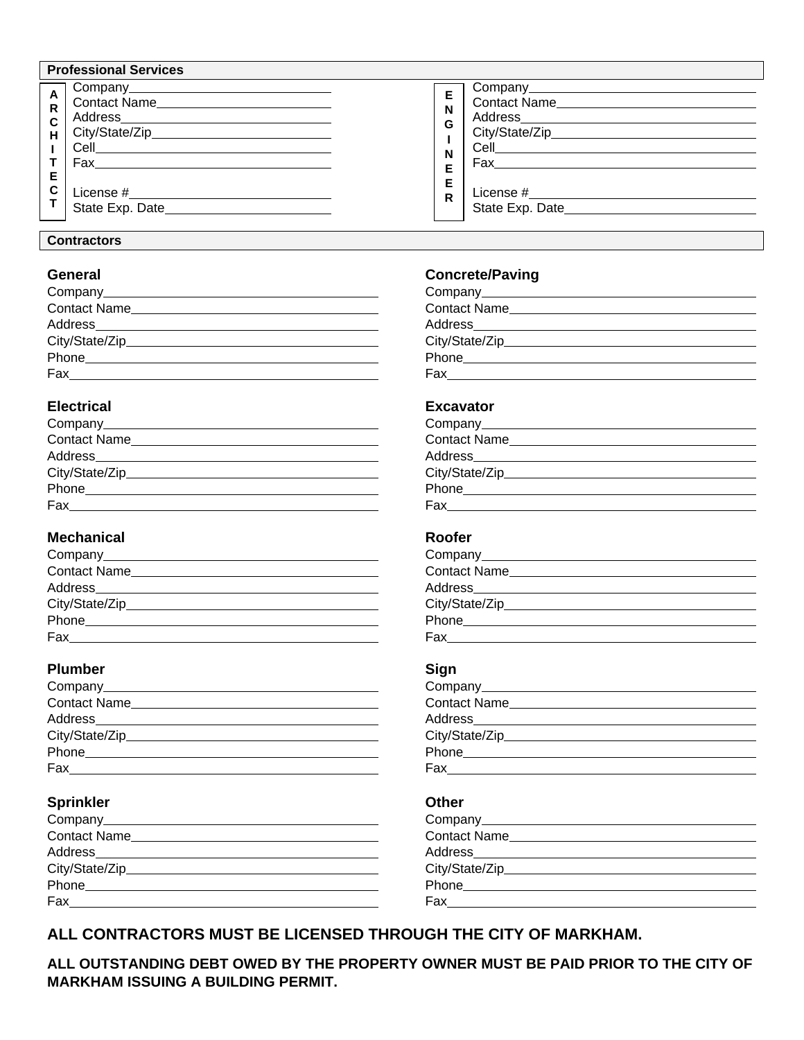## Professional Services

**ARCHITECT**

Company\_\_\_\_\_\_\_\_\_\_\_\_\_\_\_\_\_\_\_\_
Contact Name\_\_\_\_\_\_\_\_\_\_\_\_\_\_\_\_\_\_\_\_
Address\_\_\_\_\_\_\_\_\_\_\_\_\_\_\_\_\_\_\_\_
City/State/Zip\_\_\_\_\_\_\_\_\_\_\_\_\_\_\_\_\_\_\_\_
Cell\_\_\_\_\_\_\_\_\_\_\_\_\_\_\_\_\_\_\_\_
Fax\_\_\_\_\_\_\_\_\_\_\_\_\_\_\_\_\_\_\_\_

License #\_\_\_\_\_\_\_\_\_\_\_\_\_\_\_\_\_\_\_\_
State Exp. Date\_\_\_\_\_\_\_\_\_\_\_\_\_\_\_\_\_\_\_\_

**ENGINEER**

Company\_\_\_\_\_\_\_\_\_\_\_\_\_\_\_\_\_\_\_\_
Contact Name\_\_\_\_\_\_\_\_\_\_\_\_\_\_\_\_\_\_\_\_
Address\_\_\_\_\_\_\_\_\_\_\_\_\_\_\_\_\_\_\_\_
City/State/Zip\_\_\_\_\_\_\_\_\_\_\_\_\_\_\_\_\_\_\_\_
Cell\_\_\_\_\_\_\_\_\_\_\_\_\_\_\_\_\_\_\_\_
Fax\_\_\_\_\_\_\_\_\_\_\_\_\_\_\_\_\_\_\_\_

License #\_\_\_\_\_\_\_\_\_\_\_\_\_\_\_\_\_\_\_\_
State Exp. Date\_\_\_\_\_\_\_\_\_\_\_\_\_\_\_\_\_\_\_\_

## Contractors

### General
Company\_\_\_\_\_\_\_\_\_\_\_\_\_\_\_\_\_\_\_\_
Contact Name\_\_\_\_\_\_\_\_\_\_\_\_\_\_\_\_\_\_\_\_
Address\_\_\_\_\_\_\_\_\_\_\_\_\_\_\_\_\_\_\_\_
City/State/Zip\_\_\_\_\_\_\_\_\_\_\_\_\_\_\_\_\_\_\_\_
Phone\_\_\_\_\_\_\_\_\_\_\_\_\_\_\_\_\_\_\_\_
Fax\_\_\_\_\_\_\_\_\_\_\_\_\_\_\_\_\_\_\_\_

### Electrical
Company\_\_\_\_\_\_\_\_\_\_\_\_\_\_\_\_\_\_\_\_
Contact Name\_\_\_\_\_\_\_\_\_\_\_\_\_\_\_\_\_\_\_\_
Address\_\_\_\_\_\_\_\_\_\_\_\_\_\_\_\_\_\_\_\_
City/State/Zip\_\_\_\_\_\_\_\_\_\_\_\_\_\_\_\_\_\_\_\_
Phone\_\_\_\_\_\_\_\_\_\_\_\_\_\_\_\_\_\_\_\_
Fax\_\_\_\_\_\_\_\_\_\_\_\_\_\_\_\_\_\_\_\_

### Mechanical
Company\_\_\_\_\_\_\_\_\_\_\_\_\_\_\_\_\_\_\_\_
Contact Name\_\_\_\_\_\_\_\_\_\_\_\_\_\_\_\_\_\_\_\_
Address\_\_\_\_\_\_\_\_\_\_\_\_\_\_\_\_\_\_\_\_
City/State/Zip\_\_\_\_\_\_\_\_\_\_\_\_\_\_\_\_\_\_\_\_
Phone\_\_\_\_\_\_\_\_\_\_\_\_\_\_\_\_\_\_\_\_
Fax\_\_\_\_\_\_\_\_\_\_\_\_\_\_\_\_\_\_\_\_

### Plumber
Company\_\_\_\_\_\_\_\_\_\_\_\_\_\_\_\_\_\_\_\_
Contact Name\_\_\_\_\_\_\_\_\_\_\_\_\_\_\_\_\_\_\_\_
Address\_\_\_\_\_\_\_\_\_\_\_\_\_\_\_\_\_\_\_\_
City/State/Zip\_\_\_\_\_\_\_\_\_\_\_\_\_\_\_\_\_\_\_\_
Phone\_\_\_\_\_\_\_\_\_\_\_\_\_\_\_\_\_\_\_\_
Fax\_\_\_\_\_\_\_\_\_\_\_\_\_\_\_\_\_\_\_\_

### Sprinkler
Company\_\_\_\_\_\_\_\_\_\_\_\_\_\_\_\_\_\_\_\_
Contact Name\_\_\_\_\_\_\_\_\_\_\_\_\_\_\_\_\_\_\_\_
Address\_\_\_\_\_\_\_\_\_\_\_\_\_\_\_\_\_\_\_\_
City/State/Zip\_\_\_\_\_\_\_\_\_\_\_\_\_\_\_\_\_\_\_\_
Phone\_\_\_\_\_\_\_\_\_\_\_\_\_\_\_\_\_\_\_\_
Fax\_\_\_\_\_\_\_\_\_\_\_\_\_\_\_\_\_\_\_\_

### Concrete/Paving
Company\_\_\_\_\_\_\_\_\_\_\_\_\_\_\_\_\_\_\_\_
Contact Name\_\_\_\_\_\_\_\_\_\_\_\_\_\_\_\_\_\_\_\_
Address\_\_\_\_\_\_\_\_\_\_\_\_\_\_\_\_\_\_\_\_
City/State/Zip\_\_\_\_\_\_\_\_\_\_\_\_\_\_\_\_\_\_\_\_
Phone\_\_\_\_\_\_\_\_\_\_\_\_\_\_\_\_\_\_\_\_
Fax\_\_\_\_\_\_\_\_\_\_\_\_\_\_\_\_\_\_\_\_

### Excavator
Company\_\_\_\_\_\_\_\_\_\_\_\_\_\_\_\_\_\_\_\_
Contact Name\_\_\_\_\_\_\_\_\_\_\_\_\_\_\_\_\_\_\_\_
Address\_\_\_\_\_\_\_\_\_\_\_\_\_\_\_\_\_\_\_\_
City/State/Zip\_\_\_\_\_\_\_\_\_\_\_\_\_\_\_\_\_\_\_\_
Phone\_\_\_\_\_\_\_\_\_\_\_\_\_\_\_\_\_\_\_\_
Fax\_\_\_\_\_\_\_\_\_\_\_\_\_\_\_\_\_\_\_\_

### Roofer
Company\_\_\_\_\_\_\_\_\_\_\_\_\_\_\_\_\_\_\_\_
Contact Name\_\_\_\_\_\_\_\_\_\_\_\_\_\_\_\_\_\_\_\_
Address\_\_\_\_\_\_\_\_\_\_\_\_\_\_\_\_\_\_\_\_
City/State/Zip\_\_\_\_\_\_\_\_\_\_\_\_\_\_\_\_\_\_\_\_
Phone\_\_\_\_\_\_\_\_\_\_\_\_\_\_\_\_\_\_\_\_
Fax\_\_\_\_\_\_\_\_\_\_\_\_\_\_\_\_\_\_\_\_

### Sign
Company\_\_\_\_\_\_\_\_\_\_\_\_\_\_\_\_\_\_\_\_
Contact Name\_\_\_\_\_\_\_\_\_\_\_\_\_\_\_\_\_\_\_\_
Address\_\_\_\_\_\_\_\_\_\_\_\_\_\_\_\_\_\_\_\_
City/State/Zip\_\_\_\_\_\_\_\_\_\_\_\_\_\_\_\_\_\_\_\_
Phone\_\_\_\_\_\_\_\_\_\_\_\_\_\_\_\_\_\_\_\_
Fax\_\_\_\_\_\_\_\_\_\_\_\_\_\_\_\_\_\_\_\_

### Other
Company\_\_\_\_\_\_\_\_\_\_\_\_\_\_\_\_\_\_\_\_
Contact Name\_\_\_\_\_\_\_\_\_\_\_\_\_\_\_\_\_\_\_\_
Address\_\_\_\_\_\_\_\_\_\_\_\_\_\_\_\_\_\_\_\_
City/State/Zip\_\_\_\_\_\_\_\_\_\_\_\_\_\_\_\_\_\_\_\_
Phone\_\_\_\_\_\_\_\_\_\_\_\_\_\_\_\_\_\_\_\_
Fax\_\_\_\_\_\_\_\_\_\_\_\_\_\_\_\_\_\_\_\_

**ALL CONTRACTORS MUST BE LICENSED THROUGH THE CITY OF MARKHAM.**

**ALL OUTSTANDING DEBT OWED BY THE PROPERTY OWNER MUST BE PAID PRIOR TO THE CITY OF MARKHAM ISSUING A BUILDING PERMIT.**